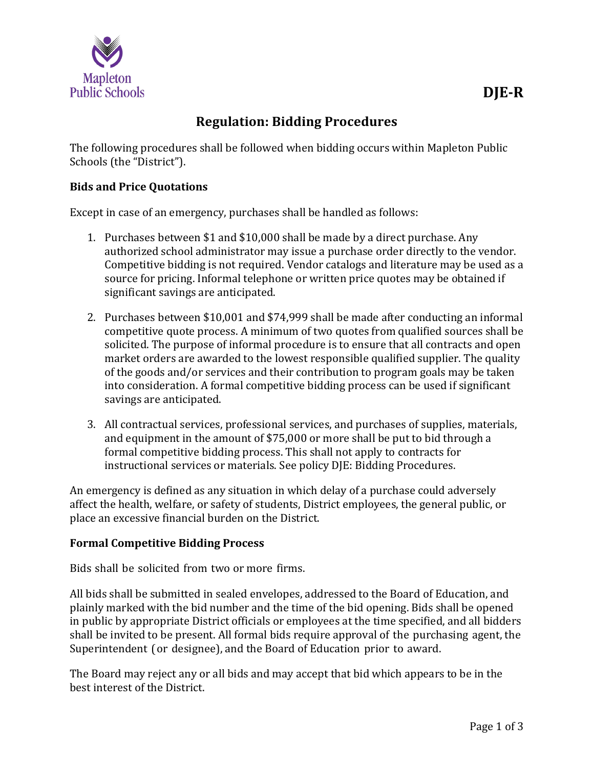DJE-R

# Regulation: Bidding Procedures

The following procedures shall be followed when bidding occurs within Mapleton Public Schools (the "District").

## Bids and Price Quotations

Except in case of an emergency, purchases shall be handled as follows:

1. Purchases between $1 and $10,000 shall be made by a direct purchase. Any authorized school administrator may issue a purchase order directly to the vendor. Competitive bidding is not required. Vendor catalogs and literature may be used as a source for pricing. Informal telephone or written price quotes may be obtained if significant savings are anticipated.

2. Purchases between $10,001 and $74,999 shall be made after conducting an informal competitive quote process. A minimum of two quotes from qualified sources shall be solicited. The purpose of informal procedure is to ensure that all contracts and open market orders are awarded to the lowest responsible qualified supplier. The quality of the goods and/or services and their contribution to program goals may be taken into consideration. A formal competitive bidding process can be used if significant savings are anticipated.

3. All contractual services, professional services, and purchases of supplies, materials, and equipment in the amount of $75,000 or more shall be put to bid through a formal competitive bidding process. This shall not apply to contracts for instructional services or materials. See policy DJE: Bidding Procedures.

An emergency is defined as any situation in which delay of a purchase could adversely affect the health, welfare, or safety of students, District employees, the general public, or place an excessive financial burden on the District.

## Formal Competitive Bidding Process

Bids shall be solicited from two or more firms.

All bids shall be submitted in sealed envelopes, addressed to the Board of Education, and plainly marked with the bid number and the time of the bid opening. Bids shall be opened in public by appropriate District officials or employees at the time specified, and all bidders shall be invited to be present. All formal bids require approval of the purchasing agent, the Superintendent (or designee), and the Board of Education prior to award.

The Board may reject any or all bids and may accept that bid which appears to be in the best interest of the District.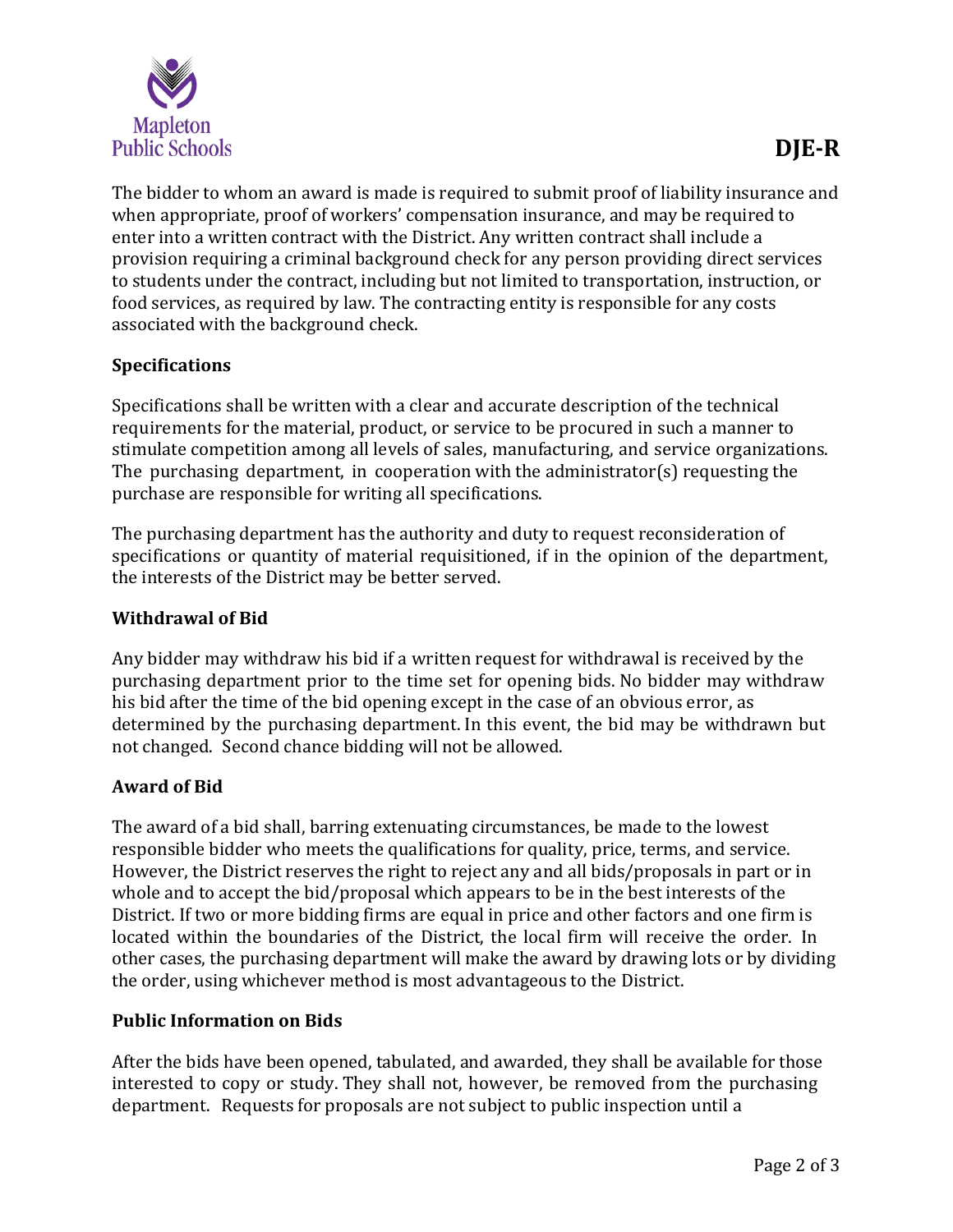The bidder to whom an award is made is required to submit proof of liability insurance and when appropriate, proof of workers' compensation insurance, and may be required to enter into a written contract with the District. Any written contract shall include a provision requiring a criminal background check for any person providing direct services to students under the contract, including but not limited to transportation, instruction, or food services, as required by law. The contracting entity is responsible for any costs associated with the background check.

**Specifications**

Specifications shall be written with a clear and accurate description of the technical requirements for the material, product, or service to be procured in such a manner to stimulate competition among all levels of sales, manufacturing, and service organizations. The purchasing department, in cooperation with the administrator(s) requesting the purchase are responsible for writing all specifications.

The purchasing department has the authority and duty to request reconsideration of specifications or quantity of material requisitioned, if in the opinion of the department, the interests of the District may be better served.

**Withdrawal of Bid**

Any bidder may withdraw his bid if a written request for withdrawal is received by the purchasing department prior to the time set for opening bids. No bidder may withdraw his bid after the time of the bid opening except in the case of an obvious error, as determined by the purchasing department. In this event, the bid may be withdrawn but not changed. Second chance bidding will not be allowed.

**Award of Bid**

The award of a bid shall, barring extenuating circumstances, be made to the lowest responsible bidder who meets the qualifications for quality, price, terms, and service. However, the District reserves the right to reject any and all bids/proposals in part or in whole and to accept the bid/proposal which appears to be in the best interests of the District. If two or more bidding firms are equal in price and other factors and one firm is located within the boundaries of the District, the local firm will receive the order. In other cases, the purchasing department will make the award by drawing lots or by dividing the order, using whichever method is most advantageous to the District.

**Public Information on Bids**

After the bids have been opened, tabulated, and awarded, they shall be available for those interested to copy or study. They shall not, however, be removed from the purchasing department. Requests for proposals are not subject to public inspection until a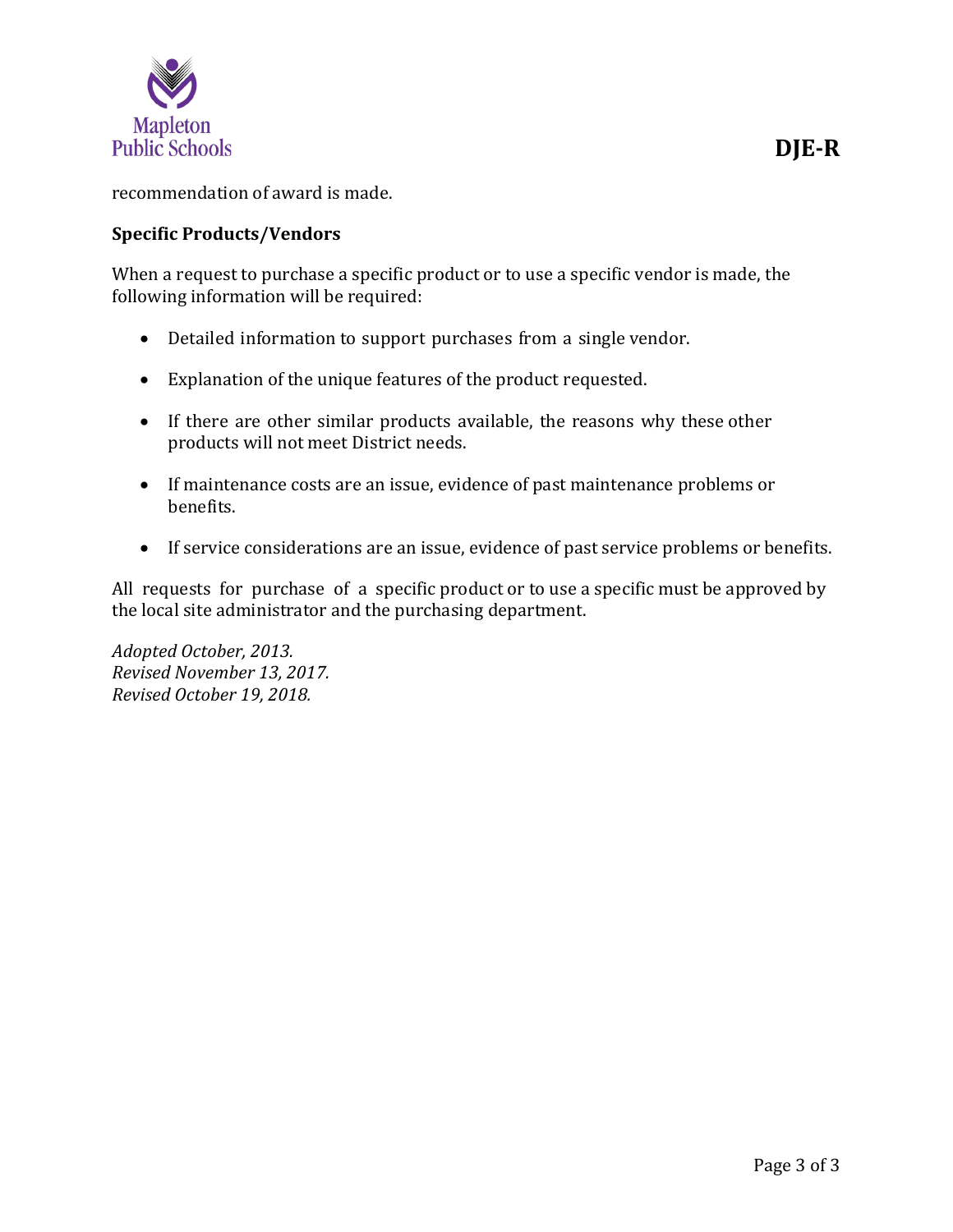recommendation of award is made.

**Specific Products/Vendors**

When a request to purchase a specific product or to use a specific vendor is made, the following information will be required:

- Detailed information to support purchases from a single vendor.
- Explanation of the unique features of the product requested.
- If there are other similar products available, the reasons why these other products will not meet District needs.
- If maintenance costs are an issue, evidence of past maintenance problems or benefits.
- If service considerations are an issue, evidence of past service problems or benefits.

All requests for purchase of a specific product or to use a specific must be approved by the local site administrator and the purchasing department.

*Adopted October, 2013.*
*Revised November 13, 2017.*
*Revised October 19, 2018.*